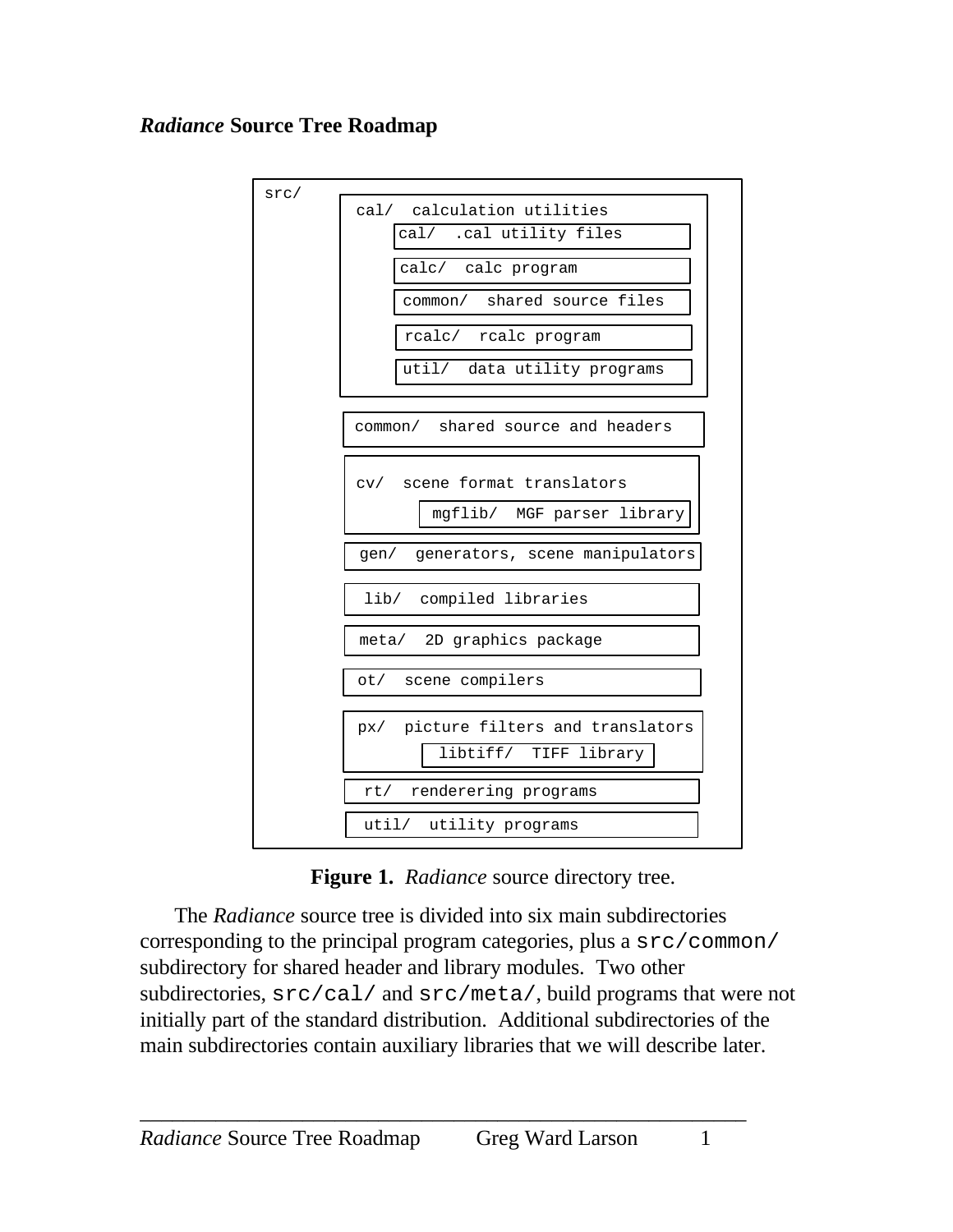## *Radiance* Source Tree Roadmap

```
src/
    cal/  calculation utilities
        cal/  .cal utility files
        calc/  calc program
        common/  shared source files
        rcalc/  rcalc program
        util/  data utility programs
    common/  shared source and headers
    cv/  scene format translators
        mgflib/  MGF parser library
    gen/  generators, scene manipulators
    lib/  compiled libraries
    meta/  2D graphics package
    ot/  scene compilers
    px/  picture filters and translators
        libtiff/  TIFF library
    rt/  renderering programs
    util/  utility programs
```

**Figure 1.** *Radiance* source directory tree.

The *Radiance* source tree is divided into six main subdirectories corresponding to the principal program categories, plus a `src/common/` subdirectory for shared header and library modules. Two other subdirectories, `src/cal/` and `src/meta/`, build programs that were not initially part of the standard distribution. Additional subdirectories of the main subdirectories contain auxiliary libraries that we will describe later.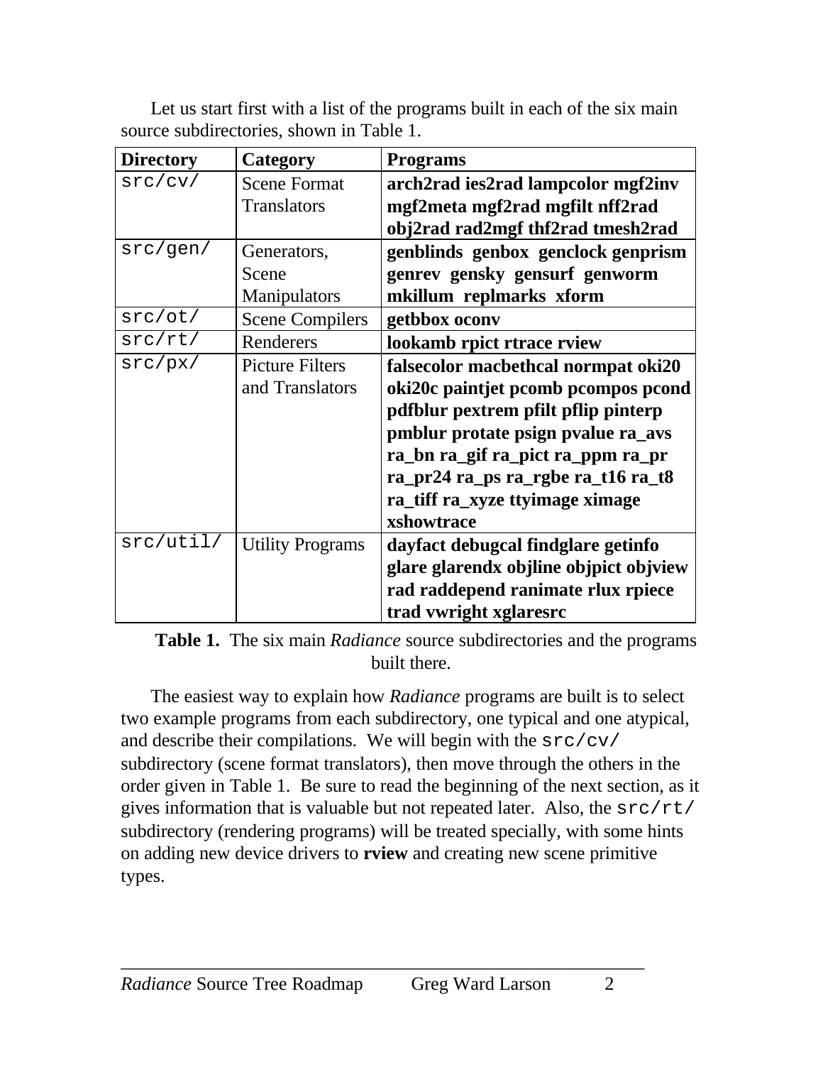Let us start first with a list of the programs built in each of the six main source subdirectories, shown in Table 1.

| Directory | Category | Programs |
|---|---|---|
| `src/cv/` | Scene Format Translators | **arch2rad ies2rad lampcolor mgf2inv mgf2meta mgf2rad mgfilt nff2rad obj2rad rad2mgf thf2rad tmesh2rad** |
| `src/gen/` | Generators, Scene Manipulators | **genblinds genbox genclock genprism genrev gensky gensurf genworm mkillum replmarks xform** |
| `src/ot/` | Scene Compilers | **getbbox oconv** |
| `src/rt/` | Renderers | **lookamb rpict rtrace rview** |
| `src/px/` | Picture Filters and Translators | **falsecolor macbethcal normpat oki20 oki20c paintjet pcomb pcompos pcond pdfblur pextrem pfilt pflip pinterp pmblur protate psign pvalue ra_avs ra_bn ra_gif ra_pict ra_ppm ra_pr ra_pr24 ra_ps ra_rgbe ra_t16 ra_t8 ra_tiff ra_xyze ttyimage ximage xshowtrace** |
| `src/util/` | Utility Programs | **dayfact debugcal findglare getinfo glare glarendx objline objpict objview rad raddepend ranimate rlux rpiece trad vwright xglaresrc** |

**Table 1.** The six main *Radiance* source subdirectories and the programs built there.

The easiest way to explain how *Radiance* programs are built is to select two example programs from each subdirectory, one typical and one atypical, and describe their compilations. We will begin with the `src/cv/` subdirectory (scene format translators), then move through the others in the order given in Table 1. Be sure to read the beginning of the next section, as it gives information that is valuable but not repeated later. Also, the `src/rt/` subdirectory (rendering programs) will be treated specially, with some hints on adding new device drivers to **rview** and creating new scene primitive types.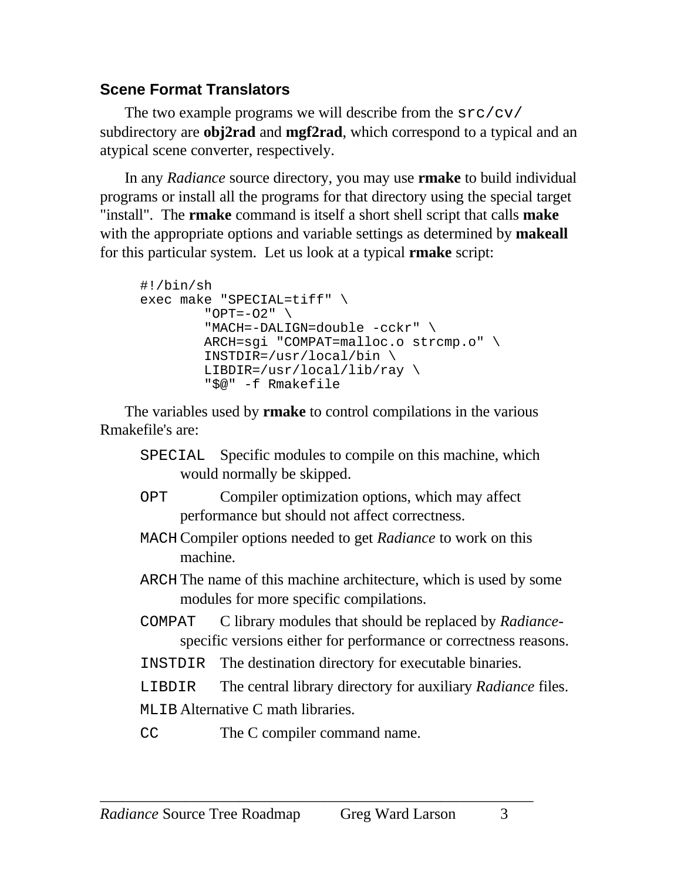### Scene Format Translators

The two example programs we will describe from the `src/cv/` subdirectory are **obj2rad** and **mgf2rad**, which correspond to a typical and an atypical scene converter, respectively.

In any *Radiance* source directory, you may use **rmake** to build individual programs or install all the programs for that directory using the special target "install". The **rmake** command is itself a short shell script that calls **make** with the appropriate options and variable settings as determined by **makeall** for this particular system. Let us look at a typical **rmake** script:

```
#!/bin/sh
exec make "SPECIAL=tiff" \
        "OPT=-O2" \
        "MACH=-DALIGN=double -cckr" \
        ARCH=sgi "COMPAT=malloc.o strcmp.o" \
        INSTDIR=/usr/local/bin \
        LIBDIR=/usr/local/lib/ray \
        "$@" -f Rmakefile
```

The variables used by **rmake** to control compilations in the various Rmakefile's are:

- `SPECIAL` Specific modules to compile on this machine, which would normally be skipped.
- `OPT` Compiler optimization options, which may affect performance but should not affect correctness.
- `MACH` Compiler options needed to get *Radiance* to work on this machine.
- `ARCH` The name of this machine architecture, which is used by some modules for more specific compilations.
- `COMPAT` C library modules that should be replaced by *Radiance*-specific versions either for performance or correctness reasons.
- `INSTDIR` The destination directory for executable binaries.
- `LIBDIR` The central library directory for auxiliary *Radiance* files.
- `MLIB` Alternative C math libraries.
- `CC` The C compiler command name.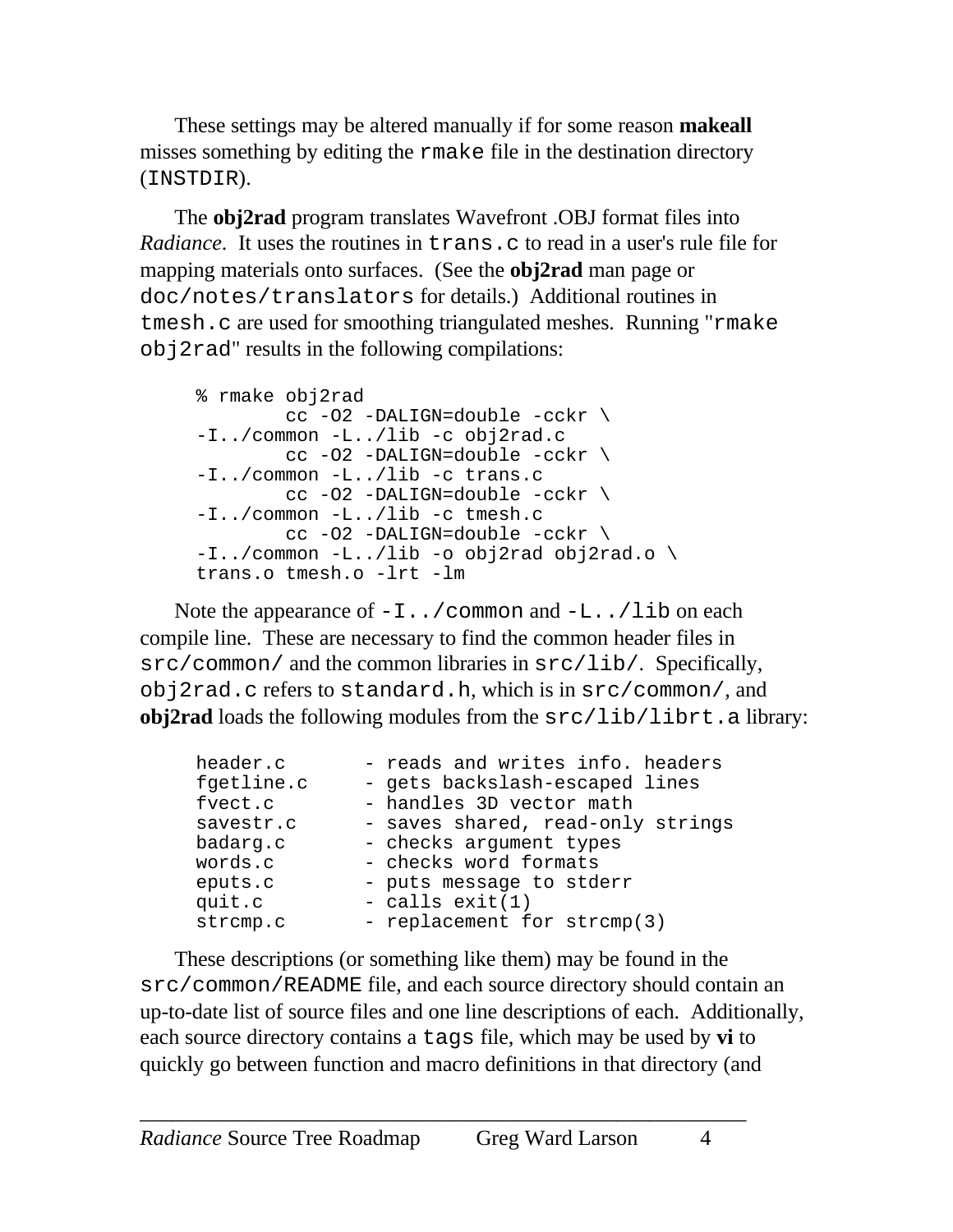These settings may be altered manually if for some reason **makeall** misses something by editing the `rmake` file in the destination directory (`INSTDIR`).

The **obj2rad** program translates Wavefront .OBJ format files into *Radiance*. It uses the routines in `trans.c` to read in a user's rule file for mapping materials onto surfaces. (See the **obj2rad** man page or `doc/notes/translators` for details.) Additional routines in `tmesh.c` are used for smoothing triangulated meshes. Running "`rmake obj2rad`" results in the following compilations:

```
% rmake obj2rad
        cc -O2 -DALIGN=double -cckr \
-I../common -L../lib -c obj2rad.c
        cc -O2 -DALIGN=double -cckr \
-I../common -L../lib -c trans.c
        cc -O2 -DALIGN=double -cckr \
-I../common -L../lib -c tmesh.c
        cc -O2 -DALIGN=double -cckr \
-I../common -L../lib -o obj2rad obj2rad.o \
trans.o tmesh.o -lrt -lm
```

Note the appearance of `-I../common` and `-L../lib` on each compile line. These are necessary to find the common header files in `src/common/` and the common libraries in `src/lib/`. Specifically, `obj2rad.c` refers to `standard.h`, which is in `src/common/`, and **obj2rad** loads the following modules from the `src/lib/librt.a` library:

```
header.c        - reads and writes info. headers
fgetline.c      - gets backslash-escaped lines
fvect.c         - handles 3D vector math
savestr.c       - saves shared, read-only strings
badarg.c        - checks argument types
words.c         - checks word formats
eputs.c         - puts message to stderr
quit.c          - calls exit(1)
strcmp.c        - replacement for strcmp(3)
```

These descriptions (or something like them) may be found in the `src/common/README` file, and each source directory should contain an up-to-date list of source files and one line descriptions of each. Additionally, each source directory contains a `tags` file, which may be used by **vi** to quickly go between function and macro definitions in that directory (and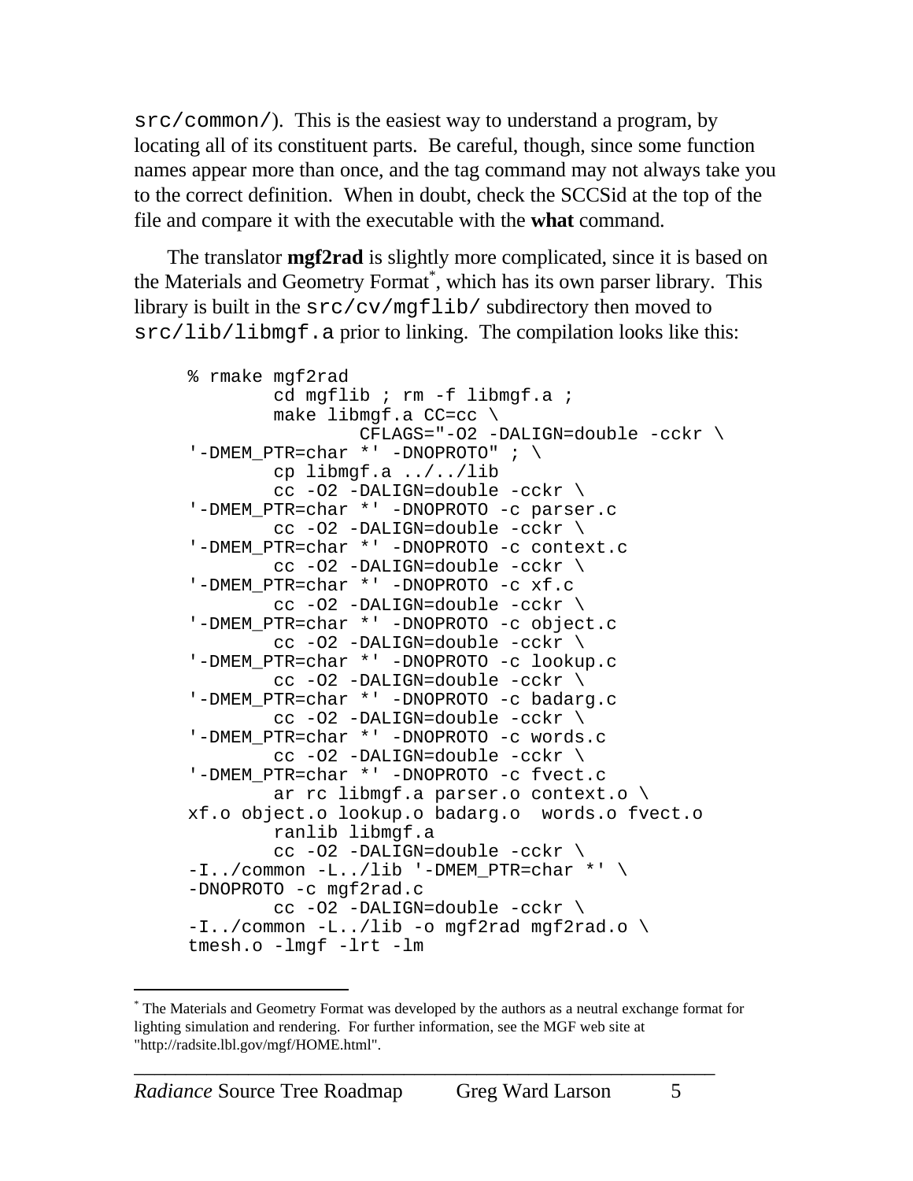src/common/). This is the easiest way to understand a program, by locating all of its constituent parts. Be careful, though, since some function names appear more than once, and the tag command may not always take you to the correct definition. When in doubt, check the SCCSid at the top of the file and compare it with the executable with the **what** command.

The translator **mgf2rad** is slightly more complicated, since it is based on the Materials and Geometry Format[*], which has its own parser library. This library is built in the src/cv/mgflib/ subdirectory then moved to src/lib/libmgf.a prior to linking. The compilation looks like this:

```
% rmake mgf2rad
        cd mgflib ; rm -f libmgf.a ;
        make libmgf.a CC=cc \
                CFLAGS="-O2 -DALIGN=double -cckr \
'-DMEM_PTR=char *' -DNOPROTO" ; \
        cp libmgf.a ../../lib
        cc -O2 -DALIGN=double -cckr \
'-DMEM_PTR=char *' -DNOPROTO -c parser.c
        cc -O2 -DALIGN=double -cckr \
'-DMEM_PTR=char *' -DNOPROTO -c context.c
        cc -O2 -DALIGN=double -cckr \
'-DMEM_PTR=char *' -DNOPROTO -c xf.c
        cc -O2 -DALIGN=double -cckr \
'-DMEM_PTR=char *' -DNOPROTO -c object.c
        cc -O2 -DALIGN=double -cckr \
'-DMEM_PTR=char *' -DNOPROTO -c lookup.c
        cc -O2 -DALIGN=double -cckr \
'-DMEM_PTR=char *' -DNOPROTO -c badarg.c
        cc -O2 -DALIGN=double -cckr \
'-DMEM_PTR=char *' -DNOPROTO -c words.c
        cc -O2 -DALIGN=double -cckr \
'-DMEM_PTR=char *' -DNOPROTO -c fvect.c
        ar rc libmgf.a parser.o context.o \
xf.o object.o lookup.o badarg.o  words.o fvect.o
        ranlib libmgf.a
        cc -O2 -DALIGN=double -cckr \
-I../common -L../lib '-DMEM_PTR=char *' \
-DNOPROTO -c mgf2rad.c
        cc -O2 -DALIGN=double -cckr \
-I../common -L../lib -o mgf2rad mgf2rad.o \
tmesh.o -lmgf -lrt -lm
```

[*] The Materials and Geometry Format was developed by the authors as a neutral exchange format for lighting simulation and rendering. For further information, see the MGF web site at "http://radsite.lbl.gov/mgf/HOME.html".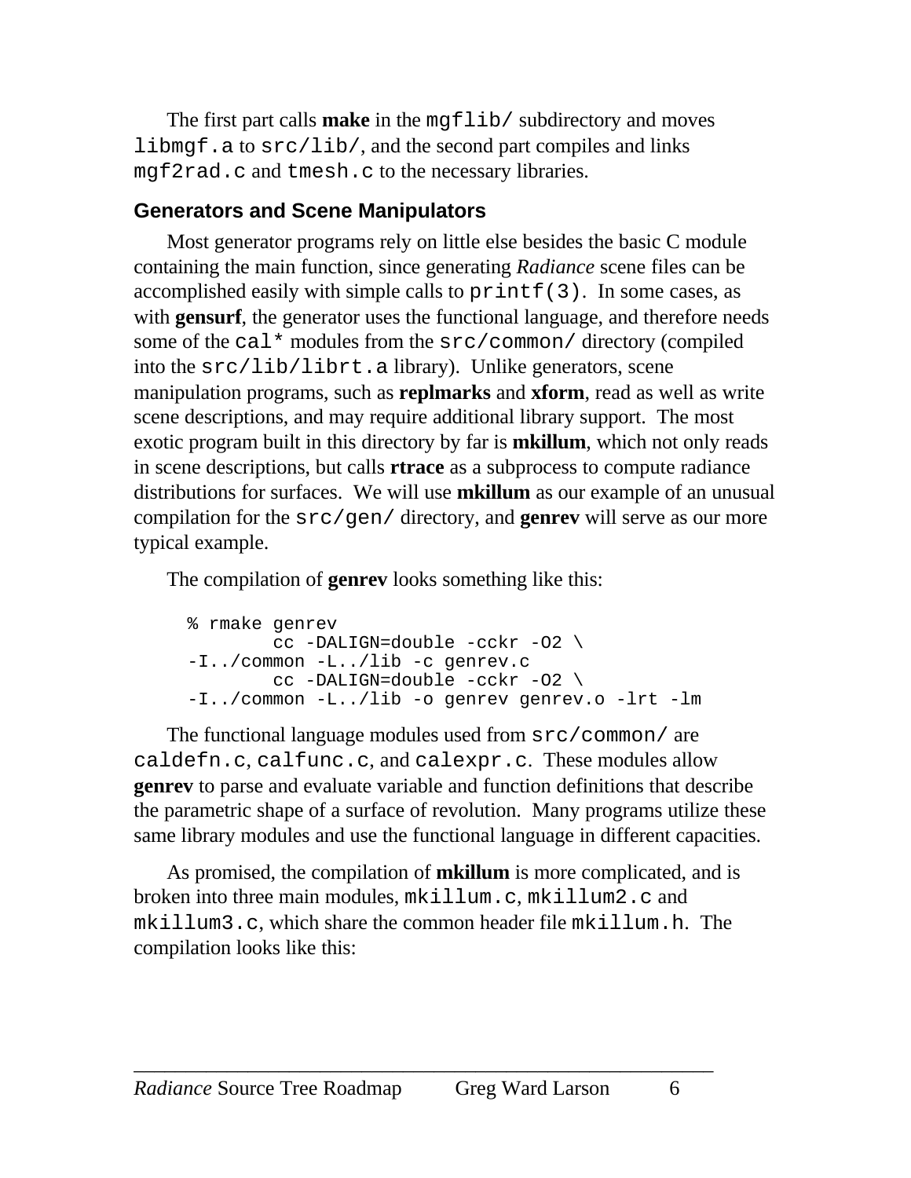The first part calls **make** in the `mgflib/` subdirectory and moves `libmgf.a` to `src/lib/`, and the second part compiles and links `mgf2rad.c` and `tmesh.c` to the necessary libraries.

### Generators and Scene Manipulators

Most generator programs rely on little else besides the basic C module containing the main function, since generating *Radiance* scene files can be accomplished easily with simple calls to `printf(3)`. In some cases, as with **gensurf**, the generator uses the functional language, and therefore needs some of the `cal*` modules from the `src/common/` directory (compiled into the `src/lib/librt.a` library). Unlike generators, scene manipulation programs, such as **replmarks** and **xform**, read as well as write scene descriptions, and may require additional library support. The most exotic program built in this directory by far is **mkillum**, which not only reads in scene descriptions, but calls **rtrace** as a subprocess to compute radiance distributions for surfaces. We will use **mkillum** as our example of an unusual compilation for the `src/gen/` directory, and **genrev** will serve as our more typical example.

The compilation of **genrev** looks something like this:

```
% rmake genrev
        cc -DALIGN=double -cckr -O2 \
-I../common -L../lib -c genrev.c
        cc -DALIGN=double -cckr -O2 \
-I../common -L../lib -o genrev genrev.o -lrt -lm
```

The functional language modules used from `src/common/` are `caldefn.c`, `calfunc.c`, and `calexpr.c`. These modules allow **genrev** to parse and evaluate variable and function definitions that describe the parametric shape of a surface of revolution. Many programs utilize these same library modules and use the functional language in different capacities.

As promised, the compilation of **mkillum** is more complicated, and is broken into three main modules, `mkillum.c`, `mkillum2.c` and `mkillum3.c`, which share the common header file `mkillum.h`. The compilation looks like this: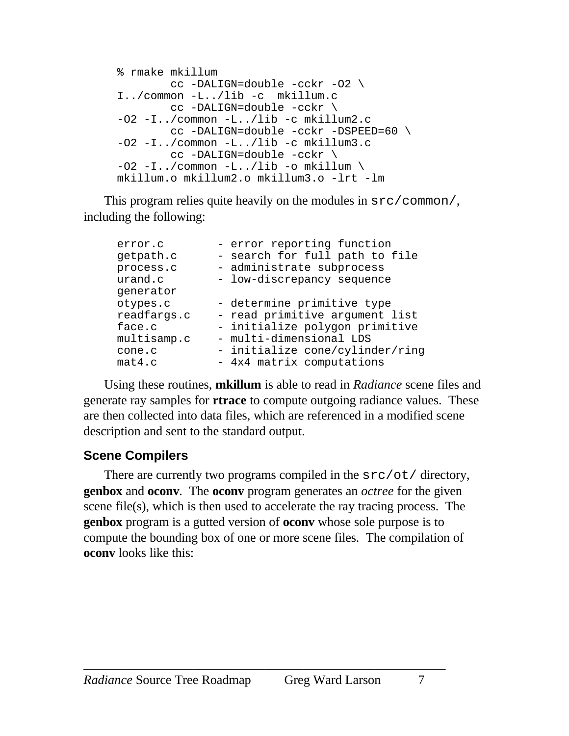```
% rmake mkillum
        cc -DALIGN=double -cckr -O2 \
I../common -L../lib -c  mkillum.c
        cc -DALIGN=double -cckr \
-O2 -I../common -L../lib -c mkillum2.c
        cc -DALIGN=double -cckr -DSPEED=60 \
-O2 -I../common -L../lib -c mkillum3.c
        cc -DALIGN=double -cckr \
-O2 -I../common -L../lib -o mkillum \
mkillum.o mkillum2.o mkillum3.o -lrt -lm
```

This program relies quite heavily on the modules in `src/common/`, including the following:

```
error.c        - error reporting function
getpath.c      - search for full path to file
process.c      - administrate subprocess
urand.c        - low-discrepancy sequence
generator
otypes.c       - determine primitive type
readfargs.c    - read primitive argument list
face.c         - initialize polygon primitive
multisamp.c    - multi-dimensional LDS
cone.c         - initialize cone/cylinder/ring
mat4.c         - 4x4 matrix computations
```

Using these routines, **mkillum** is able to read in *Radiance* scene files and generate ray samples for **rtrace** to compute outgoing radiance values. These are then collected into data files, which are referenced in a modified scene description and sent to the standard output.

### Scene Compilers

There are currently two programs compiled in the `src/ot/` directory, **genbox** and **oconv**. The **oconv** program generates an *octree* for the given scene file(s), which is then used to accelerate the ray tracing process. The **genbox** program is a gutted version of **oconv** whose sole purpose is to compute the bounding box of one or more scene files. The compilation of **oconv** looks like this: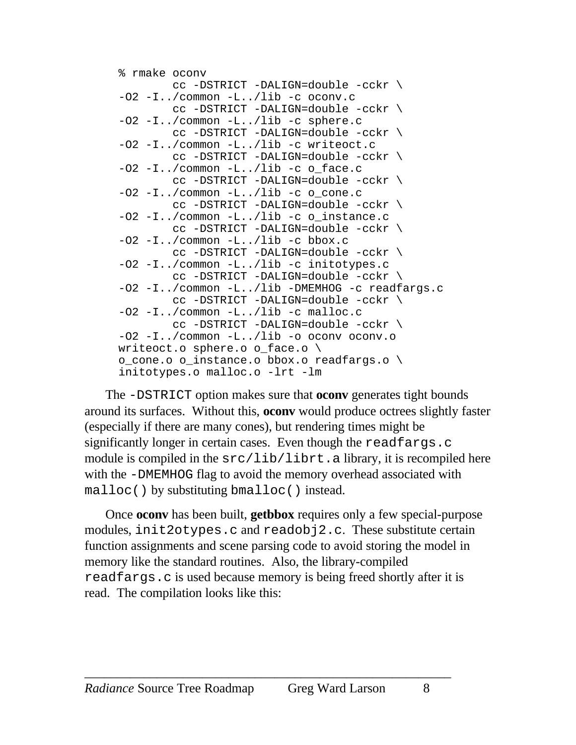```
% rmake oconv
        cc -DSTRICT -DALIGN=double -cckr \
-O2 -I../common -L../lib -c oconv.c
        cc -DSTRICT -DALIGN=double -cckr \
-O2 -I../common -L../lib -c sphere.c
        cc -DSTRICT -DALIGN=double -cckr \
-O2 -I../common -L../lib -c writeoct.c
        cc -DSTRICT -DALIGN=double -cckr \
-O2 -I../common -L../lib -c o_face.c
        cc -DSTRICT -DALIGN=double -cckr \
-O2 -I../common -L../lib -c o_cone.c
        cc -DSTRICT -DALIGN=double -cckr \
-O2 -I../common -L../lib -c o_instance.c
        cc -DSTRICT -DALIGN=double -cckr \
-O2 -I../common -L../lib -c bbox.c
        cc -DSTRICT -DALIGN=double -cckr \
-O2 -I../common -L../lib -c initotypes.c
        cc -DSTRICT -DALIGN=double -cckr \
-O2 -I../common -L../lib -DMEMHOG -c readfargs.c
        cc -DSTRICT -DALIGN=double -cckr \
-O2 -I../common -L../lib -c malloc.c
        cc -DSTRICT -DALIGN=double -cckr \
-O2 -I../common -L../lib -o oconv oconv.o
 writeoct.o sphere.o o_face.o \
 o_cone.o o_instance.o bbox.o readfargs.o \
 initotypes.o malloc.o -lrt -lm
```

The `-DSTRICT` option makes sure that **oconv** generates tight bounds around its surfaces. Without this, **oconv** would produce octrees slightly faster (especially if there are many cones), but rendering times might be significantly longer in certain cases. Even though the `readfargs.c` module is compiled in the `src/lib/librt.a` library, it is recompiled here with the `-DMEMHOG` flag to avoid the memory overhead associated with `malloc()` by substituting `bmalloc()` instead.

Once **oconv** has been built, **getbbox** requires only a few special-purpose modules, `init2otypes.c` and `readobj2.c`. These substitute certain function assignments and scene parsing code to avoid storing the model in memory like the standard routines. Also, the library-compiled `readfargs.c` is used because memory is being freed shortly after it is read. The compilation looks like this: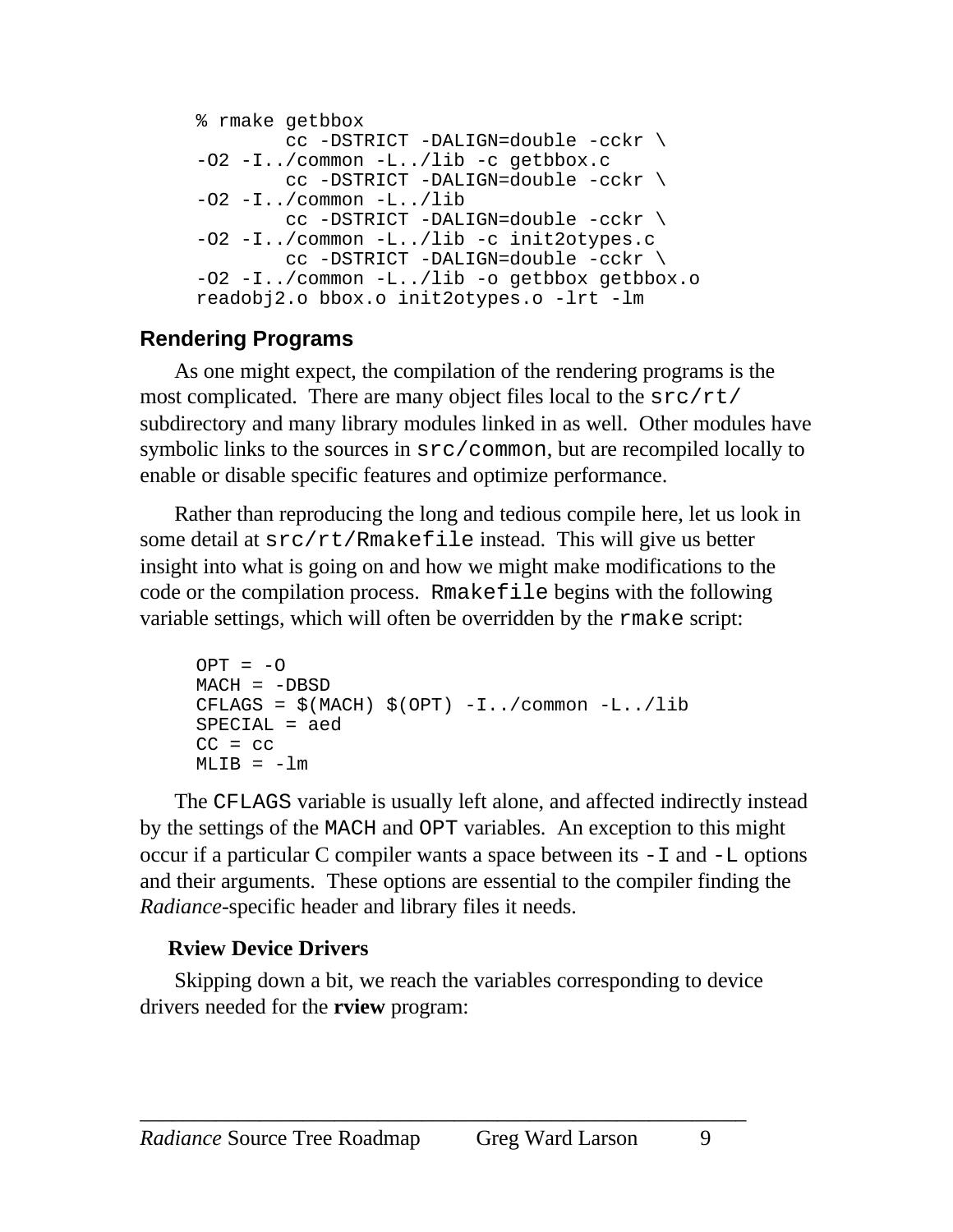```
% rmake getbbox
        cc -DSTRICT -DALIGN=double -cckr \
-O2 -I../common -L../lib -c getbbox.c
        cc -DSTRICT -DALIGN=double -cckr \
-O2 -I../common -L../lib
        cc -DSTRICT -DALIGN=double -cckr \
-O2 -I../common -L../lib -c init2otypes.c
        cc -DSTRICT -DALIGN=double -cckr \
-O2 -I../common -L../lib -o getbbox getbbox.o
readobj2.o bbox.o init2otypes.o -lrt -lm
```

## Rendering Programs

As one might expect, the compilation of the rendering programs is the most complicated. There are many object files local to the `src/rt/` subdirectory and many library modules linked in as well. Other modules have symbolic links to the sources in `src/common`, but are recompiled locally to enable or disable specific features and optimize performance.

Rather than reproducing the long and tedious compile here, let us look in some detail at `src/rt/Rmakefile` instead. This will give us better insight into what is going on and how we might make modifications to the code or the compilation process. `Rmakefile` begins with the following variable settings, which will often be overridden by the `rmake` script:

```
OPT = -O
MACH = -DBSD
CFLAGS = $(MACH) $(OPT) -I../common -L../lib
SPECIAL = aed
CC = cc
MLIB = -lm
```

The `CFLAGS` variable is usually left alone, and affected indirectly instead by the settings of the `MACH` and `OPT` variables. An exception to this might occur if a particular C compiler wants a space between its `-I` and `-L` options and their arguments. These options are essential to the compiler finding the *Radiance*-specific header and library files it needs.

### Rview Device Drivers

Skipping down a bit, we reach the variables corresponding to device drivers needed for the **rview** program: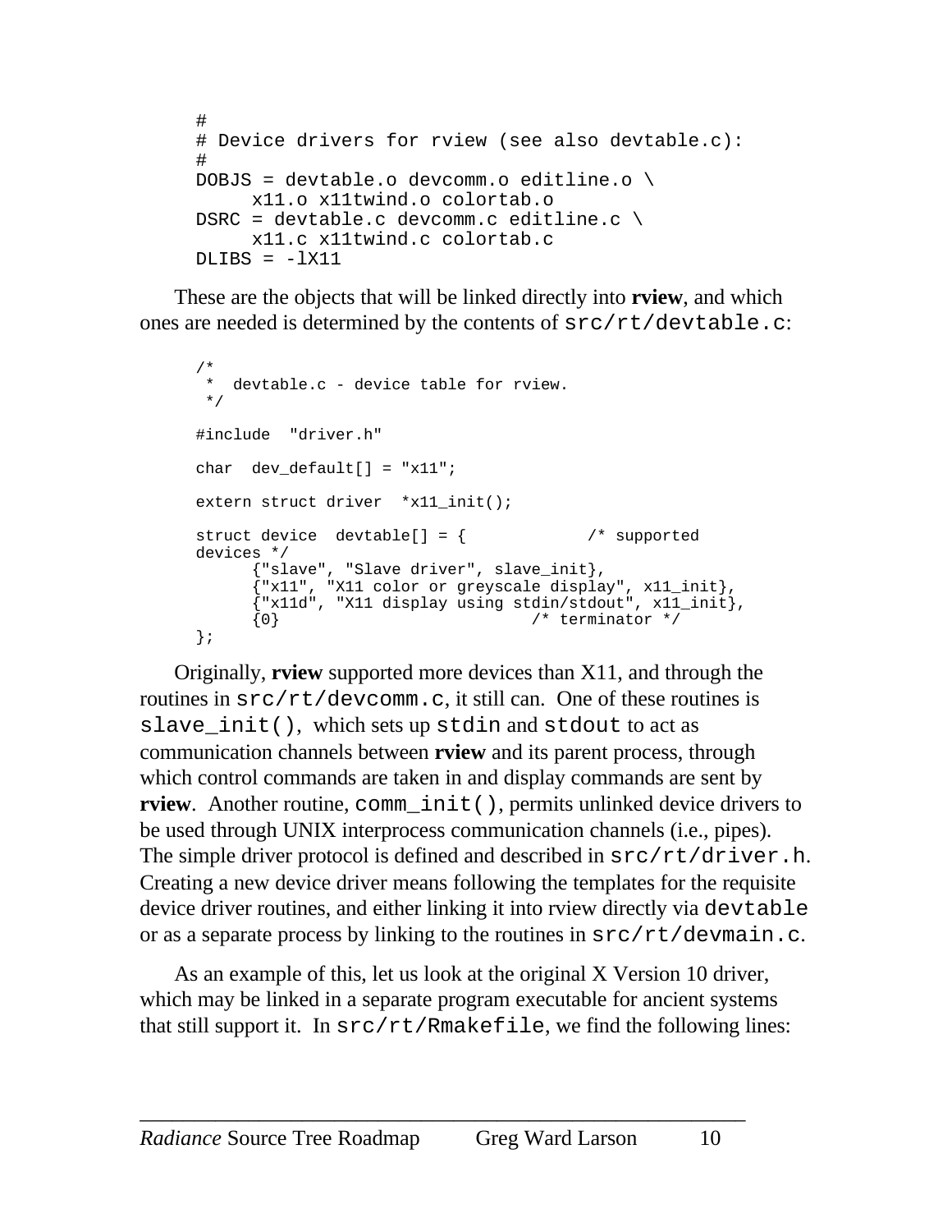```
#
# Device drivers for rview (see also devtable.c):
#
DOBJS = devtable.o devcomm.o editline.o \
      x11.o x11twind.o colortab.o
DSRC = devtable.c devcomm.c editline.c \
      x11.c x11twind.c colortab.c
DLIBS = -lX11
```

These are the objects that will be linked directly into **rview**, and which ones are needed is determined by the contents of `src/rt/devtable.c`:

```
/*
 *  devtable.c - device table for rview.
 */

#include  "driver.h"

char  dev_default[] = "x11";

extern struct driver  *x11_init();

struct device  devtable[] = {            /* supported
devices */
      {"slave", "Slave driver", slave_init},
      {"x11", "X11 color or greyscale display", x11_init},
      {"x11d", "X11 display using stdin/stdout", x11_init},
      {0}                          /* terminator */
};
```

Originally, **rview** supported more devices than X11, and through the routines in `src/rt/devcomm.c`, it still can. One of these routines is `slave_init()`, which sets up `stdin` and `stdout` to act as communication channels between **rview** and its parent process, through which control commands are taken in and display commands are sent by **rview**. Another routine, `comm_init()`, permits unlinked device drivers to be used through UNIX interprocess communication channels (i.e., pipes). The simple driver protocol is defined and described in `src/rt/driver.h`. Creating a new device driver means following the templates for the requisite device driver routines, and either linking it into rview directly via `devtable` or as a separate process by linking to the routines in `src/rt/devmain.c`.

As an example of this, let us look at the original X Version 10 driver, which may be linked in a separate program executable for ancient systems that still support it. In `src/rt/Rmakefile`, we find the following lines: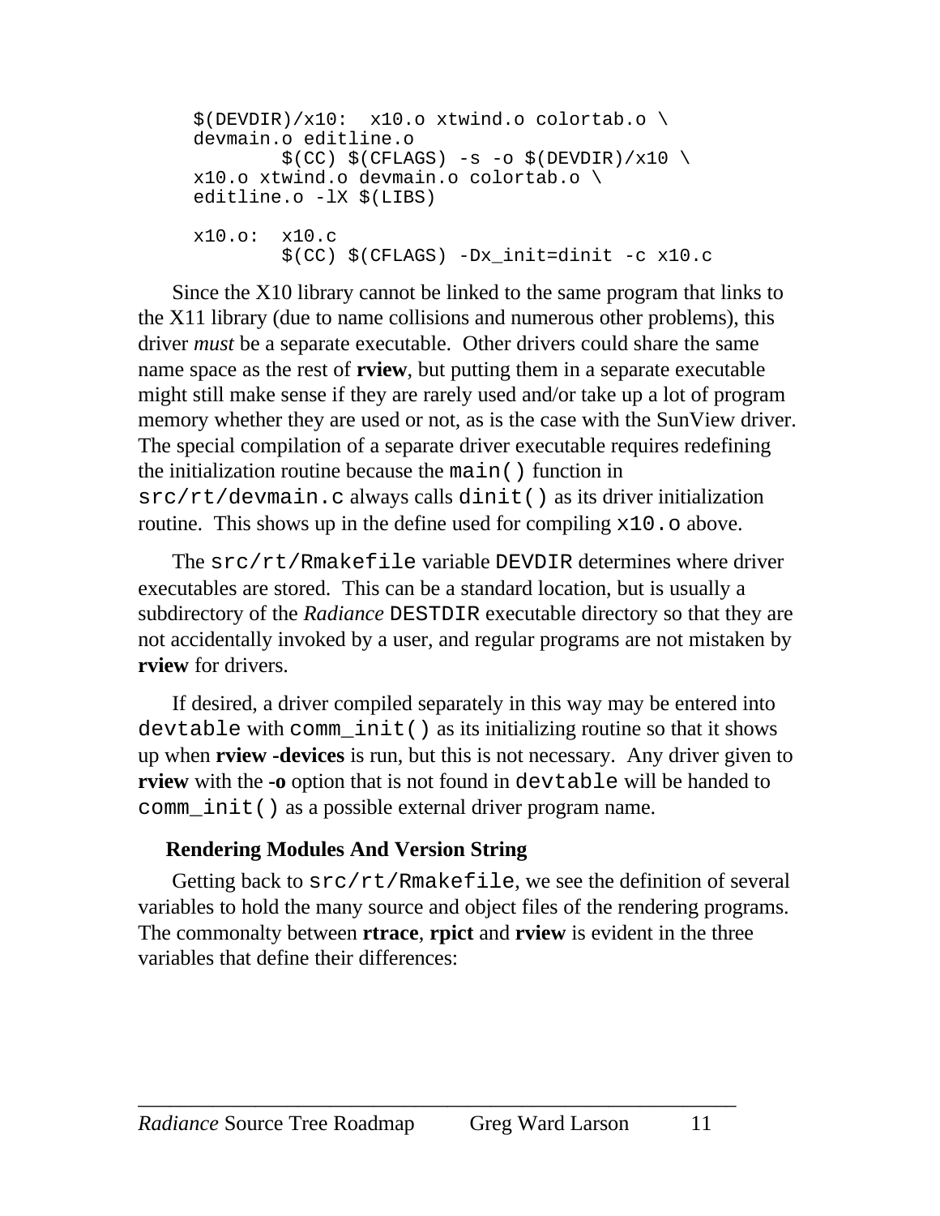```
$(DEVDIR)/x10:  x10.o xtwind.o colortab.o \
devmain.o editline.o
        $(CC) $(CFLAGS) -s -o $(DEVDIR)/x10 \
x10.o xtwind.o devmain.o colortab.o \
editline.o -lX $(LIBS)

x10.o:  x10.c
        $(CC) $(CFLAGS) -Dx_init=dinit -c x10.c
```

Since the X10 library cannot be linked to the same program that links to the X11 library (due to name collisions and numerous other problems), this driver *must* be a separate executable. Other drivers could share the same name space as the rest of **rview**, but putting them in a separate executable might still make sense if they are rarely used and/or take up a lot of program memory whether they are used or not, as is the case with the SunView driver. The special compilation of a separate driver executable requires redefining the initialization routine because the `main()` function in `src/rt/devmain.c` always calls `dinit()` as its driver initialization routine. This shows up in the define used for compiling `x10.o` above.

The `src/rt/Rmakefile` variable `DEVDIR` determines where driver executables are stored. This can be a standard location, but is usually a subdirectory of the *Radiance* `DESTDIR` executable directory so that they are not accidentally invoked by a user, and regular programs are not mistaken by **rview** for drivers.

If desired, a driver compiled separately in this way may be entered into `devtable` with `comm_init()` as its initializing routine so that it shows up when **rview -devices** is run, but this is not necessary. Any driver given to **rview** with the **-o** option that is not found in `devtable` will be handed to `comm_init()` as a possible external driver program name.

### Rendering Modules And Version String

Getting back to `src/rt/Rmakefile`, we see the definition of several variables to hold the many source and object files of the rendering programs. The commonalty between **rtrace**, **rpict** and **rview** is evident in the three variables that define their differences: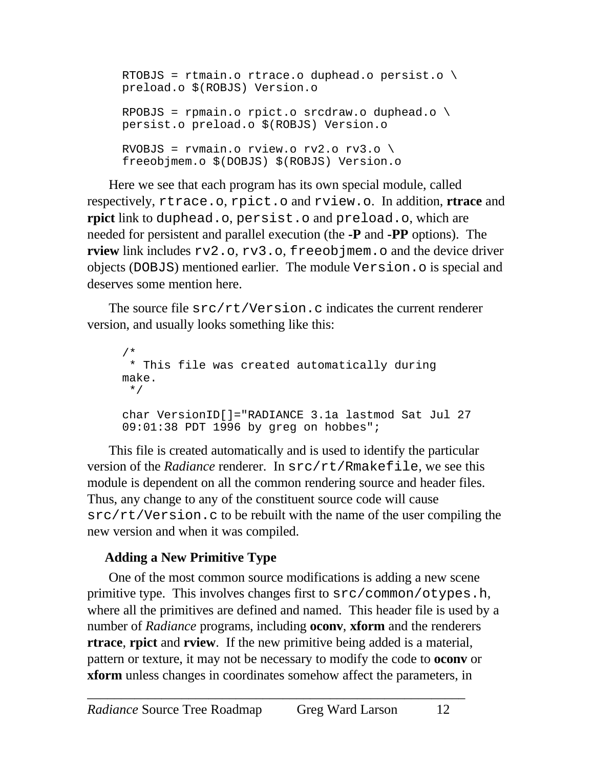```
RTOBJS = rtmain.o rtrace.o duphead.o persist.o \
preload.o $(ROBJS) Version.o

RPOBJS = rpmain.o rpict.o srcdraw.o duphead.o \
persist.o preload.o $(ROBJS) Version.o

RVOBJS = rvmain.o rview.o rv2.o rv3.o \
freeobjmem.o $(DOBJS) $(ROBJS) Version.o
```

Here we see that each program has its own special module, called respectively, `rtrace.o`, `rpict.o` and `rview.o`. In addition, **rtrace** and **rpict** link to `duphead.o`, `persist.o` and `preload.o`, which are needed for persistent and parallel execution (the **-P** and **-PP** options). The **rview** link includes `rv2.o`, `rv3.o`, `freeobjmem.o` and the device driver objects (`DOBJS`) mentioned earlier. The module `Version.o` is special and deserves some mention here.

The source file `src/rt/Version.c` indicates the current renderer version, and usually looks something like this:

```
/*
 * This file was created automatically during
make.
 */

char VersionID[]="RADIANCE 3.1a lastmod Sat Jul 27
09:01:38 PDT 1996 by greg on hobbes";
```

This file is created automatically and is used to identify the particular version of the *Radiance* renderer. In `src/rt/Rmakefile`, we see this module is dependent on all the common rendering source and header files. Thus, any change to any of the constituent source code will cause `src/rt/Version.c` to be rebuilt with the name of the user compiling the new version and when it was compiled.

## Adding a New Primitive Type

One of the most common source modifications is adding a new scene primitive type. This involves changes first to `src/common/otypes.h`, where all the primitives are defined and named. This header file is used by a number of *Radiance* programs, including **oconv**, **xform** and the renderers **rtrace**, **rpict** and **rview**. If the new primitive being added is a material, pattern or texture, it may not be necessary to modify the code to **oconv** or **xform** unless changes in coordinates somehow affect the parameters, in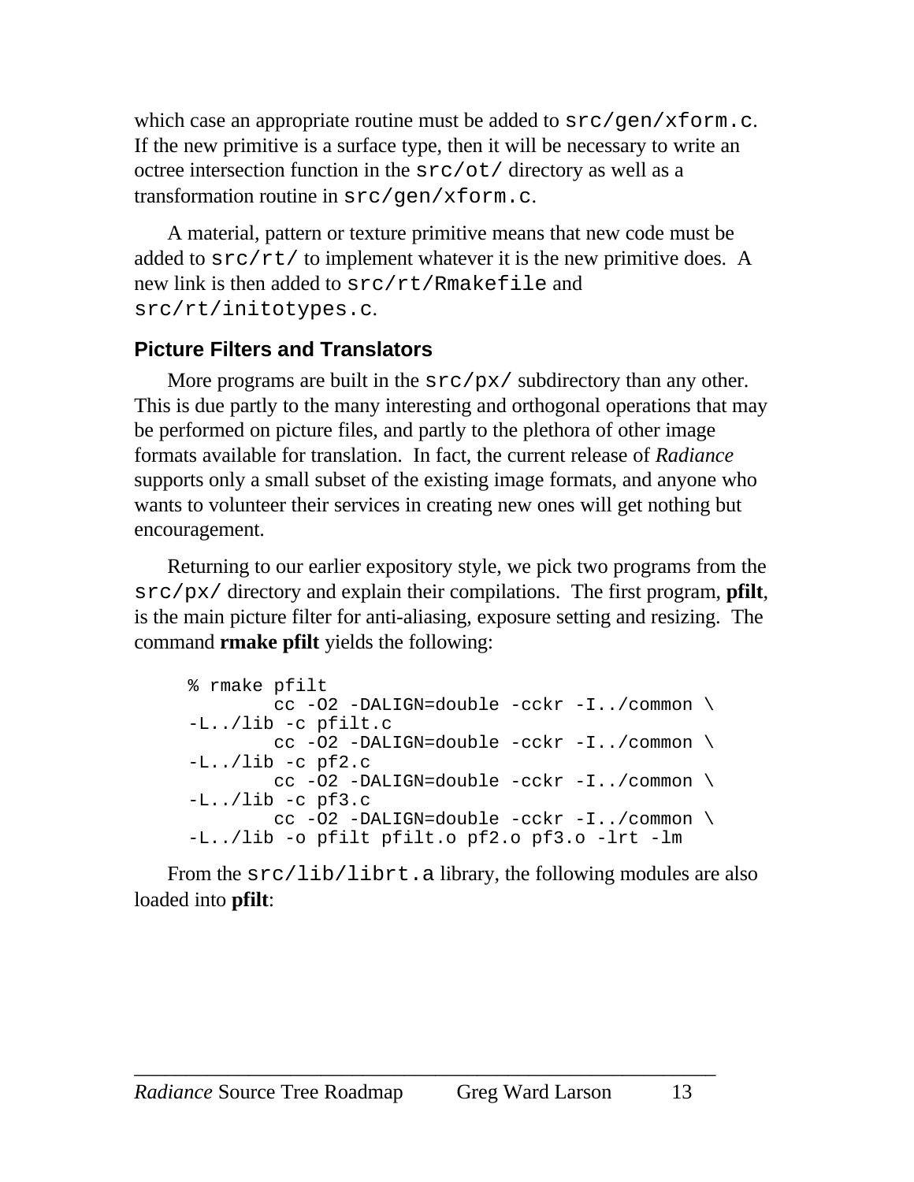which case an appropriate routine must be added to `src/gen/xform.c`. If the new primitive is a surface type, then it will be necessary to write an octree intersection function in the `src/ot/` directory as well as a transformation routine in `src/gen/xform.c`.

A material, pattern or texture primitive means that new code must be added to `src/rt/` to implement whatever it is the new primitive does. A new link is then added to `src/rt/Rmakefile` and `src/rt/initotypes.c`.

### Picture Filters and Translators

More programs are built in the `src/px/` subdirectory than any other. This is due partly to the many interesting and orthogonal operations that may be performed on picture files, and partly to the plethora of other image formats available for translation. In fact, the current release of *Radiance* supports only a small subset of the existing image formats, and anyone who wants to volunteer their services in creating new ones will get nothing but encouragement.

Returning to our earlier expository style, we pick two programs from the `src/px/` directory and explain their compilations. The first program, **pfilt**, is the main picture filter for anti-aliasing, exposure setting and resizing. The command **rmake pfilt** yields the following:

```
% rmake pfilt
        cc -O2 -DALIGN=double -cckr -I../common \
-L../lib -c pfilt.c
        cc -O2 -DALIGN=double -cckr -I../common \
-L../lib -c pf2.c
        cc -O2 -DALIGN=double -cckr -I../common \
-L../lib -c pf3.c
        cc -O2 -DALIGN=double -cckr -I../common \
-L../lib -o pfilt pfilt.o pf2.o pf3.o -lrt -lm
```

From the `src/lib/librt.a` library, the following modules are also loaded into **pfilt**: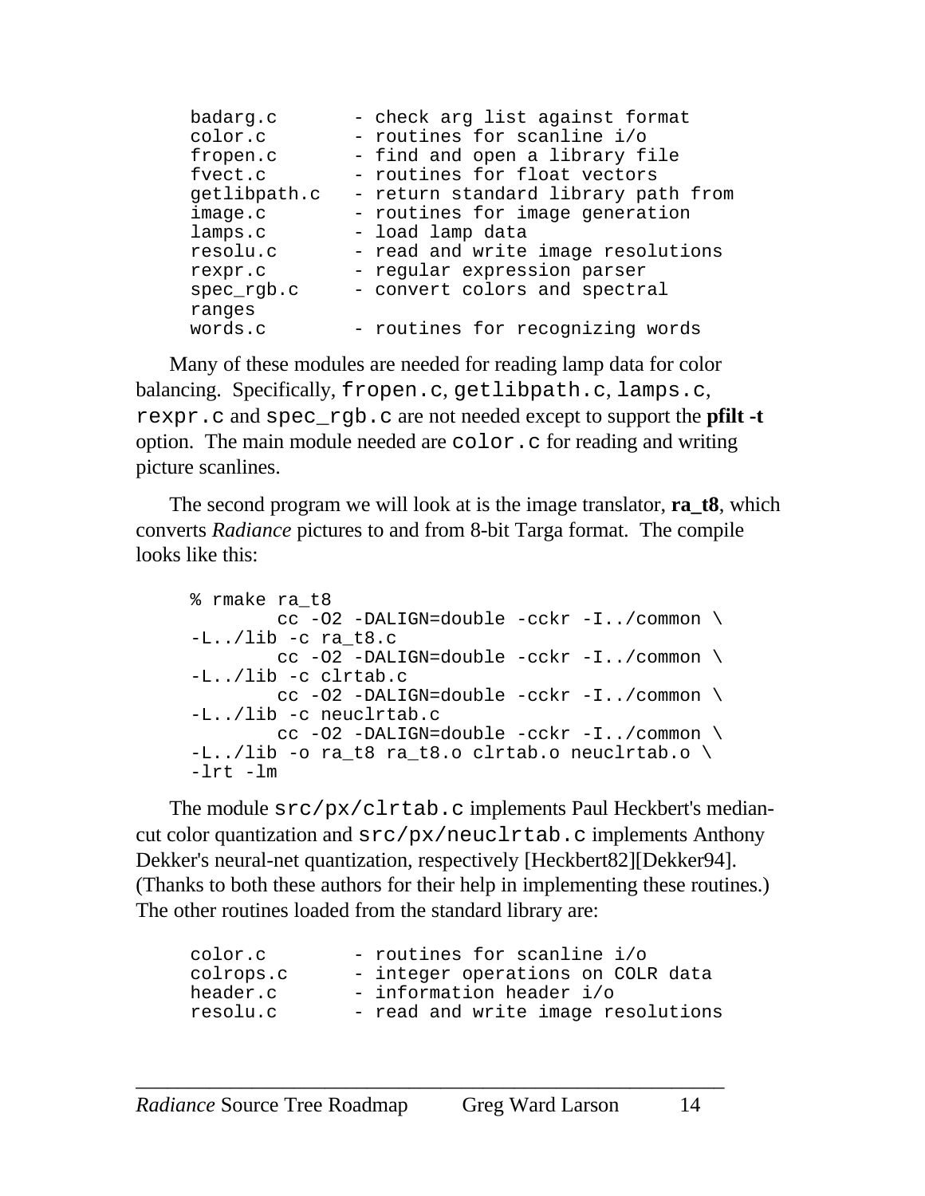```
badarg.c       - check arg list against format
color.c        - routines for scanline i/o
fropen.c       - find and open a library file
fvect.c        - routines for float vectors
getlibpath.c   - return standard library path from
image.c        - routines for image generation
lamps.c        - load lamp data
resolu.c       - read and write image resolutions
rexpr.c        - regular expression parser
spec_rgb.c     - convert colors and spectral
ranges
words.c        - routines for recognizing words
```

Many of these modules are needed for reading lamp data for color balancing. Specifically, `fropen.c`, `getlibpath.c`, `lamps.c`, `rexpr.c` and `spec_rgb.c` are not needed except to support the **pfilt -t** option. The main module needed are `color.c` for reading and writing picture scanlines.

The second program we will look at is the image translator, **ra_t8**, which converts *Radiance* pictures to and from 8-bit Targa format. The compile looks like this:

```
% rmake ra_t8
        cc -O2 -DALIGN=double -cckr -I../common \
-L../lib -c ra_t8.c
        cc -O2 -DALIGN=double -cckr -I../common \
-L../lib -c clrtab.c
        cc -O2 -DALIGN=double -cckr -I../common \
-L../lib -c neuclrtab.c
        cc -O2 -DALIGN=double -cckr -I../common \
-L../lib -o ra_t8 ra_t8.o clrtab.o neuclrtab.o \
-lrt -lm
```

The module `src/px/clrtab.c` implements Paul Heckbert's median-cut color quantization and `src/px/neuclrtab.c` implements Anthony Dekker's neural-net quantization, respectively [Heckbert82][Dekker94]. (Thanks to both these authors for their help in implementing these routines.) The other routines loaded from the standard library are:

```
color.c        - routines for scanline i/o
colrops.c      - integer operations on COLR data
header.c       - information header i/o
resolu.c       - read and write image resolutions
```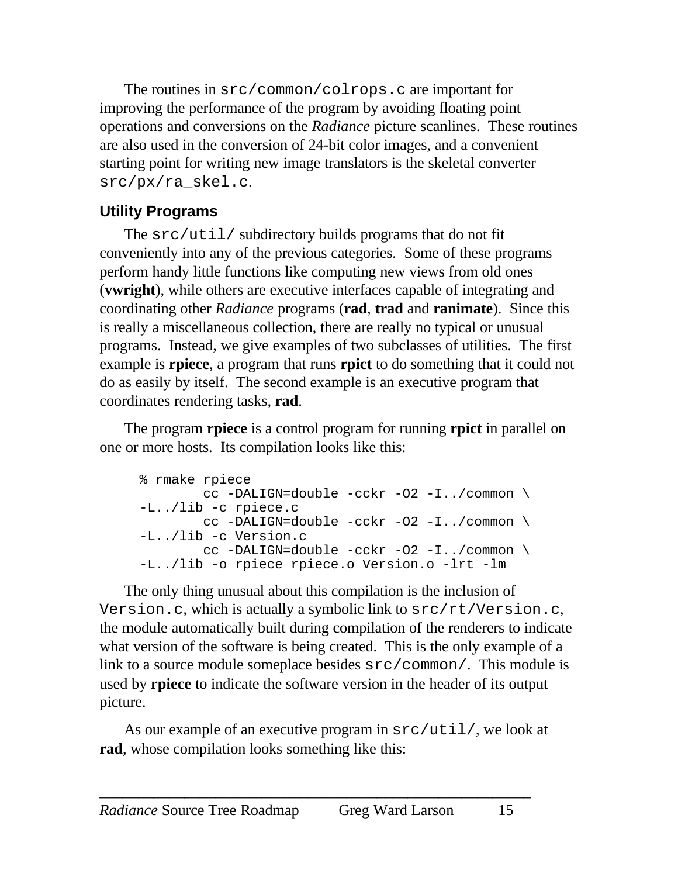The routines in `src/common/colrops.c` are important for improving the performance of the program by avoiding floating point operations and conversions on the *Radiance* picture scanlines. These routines are also used in the conversion of 24-bit color images, and a convenient starting point for writing new image translators is the skeletal converter `src/px/ra_skel.c`.

### Utility Programs

The `src/util/` subdirectory builds programs that do not fit conveniently into any of the previous categories. Some of these programs perform handy little functions like computing new views from old ones (**vwright**), while others are executive interfaces capable of integrating and coordinating other *Radiance* programs (**rad**, **trad** and **ranimate**). Since this is really a miscellaneous collection, there are really no typical or unusual programs. Instead, we give examples of two subclasses of utilities. The first example is **rpiece**, a program that runs **rpict** to do something that it could not do as easily by itself. The second example is an executive program that coordinates rendering tasks, **rad**.

The program **rpiece** is a control program for running **rpict** in parallel on one or more hosts. Its compilation looks like this:

```
% rmake rpiece
        cc -DALIGN=double -cckr -O2 -I../common \
-L../lib -c rpiece.c
        cc -DALIGN=double -cckr -O2 -I../common \
-L../lib -c Version.c
        cc -DALIGN=double -cckr -O2 -I../common \
-L../lib -o rpiece rpiece.o Version.o -lrt -lm
```

The only thing unusual about this compilation is the inclusion of `Version.c`, which is actually a symbolic link to `src/rt/Version.c`, the module automatically built during compilation of the renderers to indicate what version of the software is being created. This is the only example of a link to a source module someplace besides `src/common/`. This module is used by **rpiece** to indicate the software version in the header of its output picture.

As our example of an executive program in `src/util/`, we look at **rad**, whose compilation looks something like this: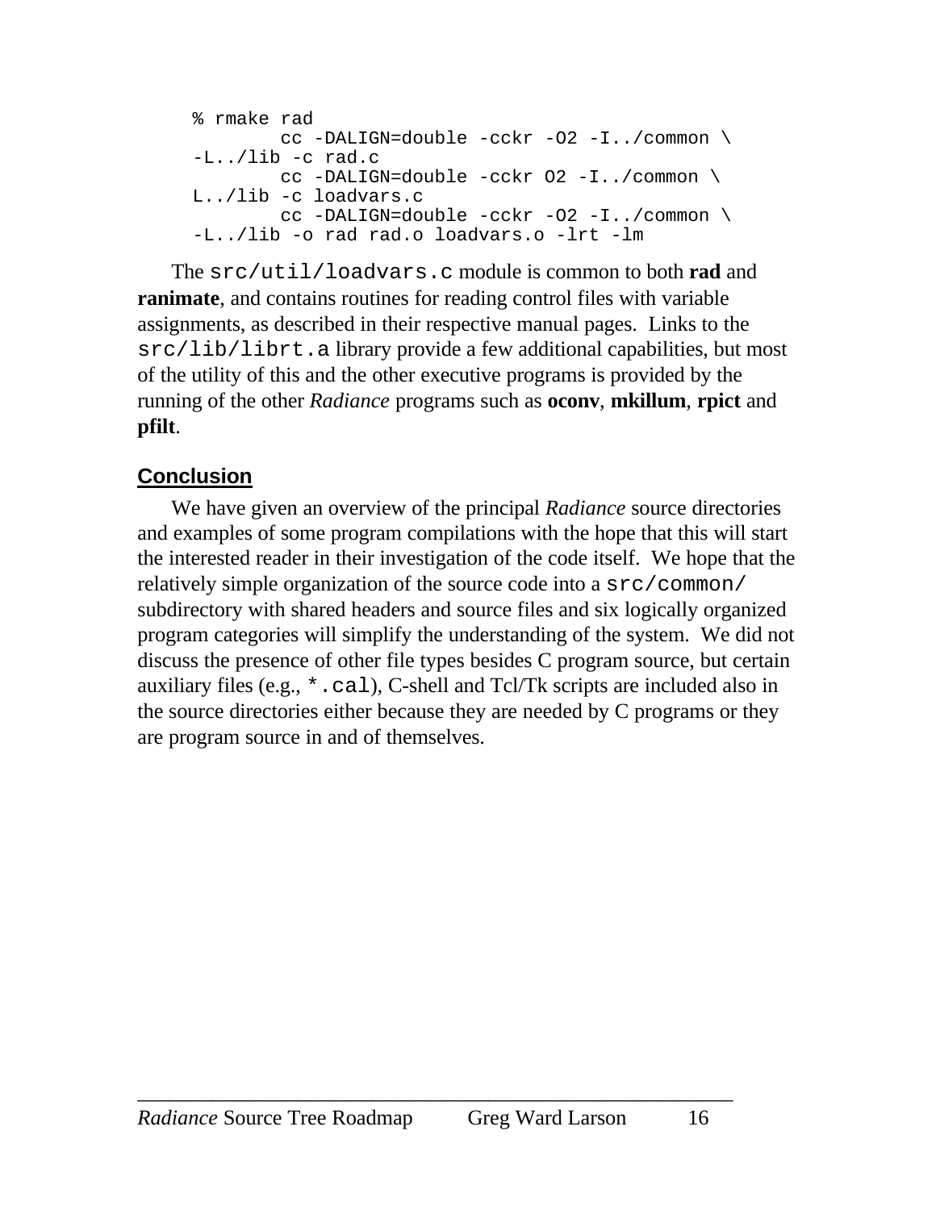```
% rmake rad
        cc -DALIGN=double -cckr -O2 -I../common \
-L../lib -c rad.c
        cc -DALIGN=double -cckr O2 -I../common \
L../lib -c loadvars.c
        cc -DALIGN=double -cckr -O2 -I../common \
-L../lib -o rad rad.o loadvars.o -lrt -lm
```

The `src/util/loadvars.c` module is common to both **rad** and **ranimate**, and contains routines for reading control files with variable assignments, as described in their respective manual pages. Links to the `src/lib/librt.a` library provide a few additional capabilities, but most of the utility of this and the other executive programs is provided by the running of the other *Radiance* programs such as **oconv**, **mkillum**, **rpict** and **pfilt**.

## Conclusion

We have given an overview of the principal *Radiance* source directories and examples of some program compilations with the hope that this will start the interested reader in their investigation of the code itself. We hope that the relatively simple organization of the source code into a `src/common/` subdirectory with shared headers and source files and six logically organized program categories will simplify the understanding of the system. We did not discuss the presence of other file types besides C program source, but certain auxiliary files (e.g., `*.cal`), C-shell and Tcl/Tk scripts are included also in the source directories either because they are needed by C programs or they are program source in and of themselves.